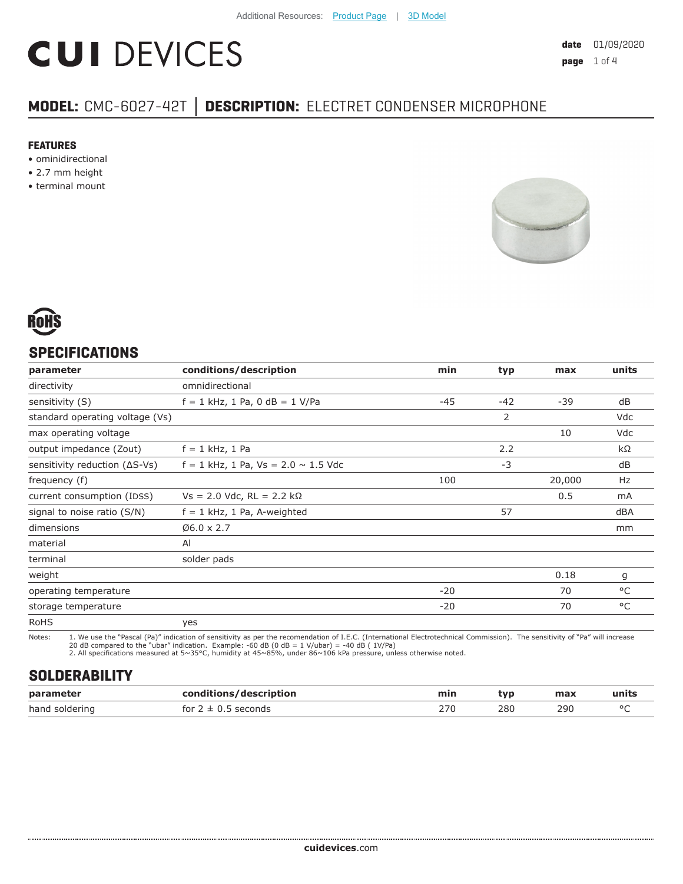Additional Resources: Product Page | 3D Model

# CUI DEVICES

**date** 01/09/2020
**page** 1 of 4

## MODEL: CMC-6027-42T │ DESCRIPTION: ELECTRET CONDENSER MICROPHONE

### FEATURES

- ominidirectional
- 2.7 mm height
- terminal mount

RoHS

## SPECIFICATIONS

| parameter | conditions/description | min | typ | max | units |
|---|---|---|---|---|---|
| directivity | omnidirectional | | | | |
| sensitivity (S) | f = 1 kHz, 1 Pa, 0 dB = 1 V/Pa | -45 | -42 | -39 | dB |
| standard operating voltage (Vs) | | | 2 | | Vdc |
| max operating voltage | | | | 10 | Vdc |
| output impedance (Zout) | f = 1 kHz, 1 Pa | | 2.2 | | kΩ |
| sensitivity reduction (ΔS-Vs) | f = 1 kHz, 1 Pa, Vs = 2.0 ~ 1.5 Vdc | | -3 | | dB |
| frequency (f) | | 100 | | 20,000 | Hz |
| current consumption (IDSS) | Vs = 2.0 Vdc, RL = 2.2 kΩ | | | 0.5 | mA |
| signal to noise ratio (S/N) | f = 1 kHz, 1 Pa, A-weighted | | 57 | | dBA |
| dimensions | Ø6.0 x 2.7 | | | | mm |
| material | Al | | | | |
| terminal | solder pads | | | | |
| weight | | | | 0.18 | g |
| operating temperature | | -20 | | 70 | °C |
| storage temperature | | -20 | | 70 | °C |
| RoHS | yes | | | | |

Notes: 1. We use the "Pascal (Pa)" indication of sensitivity as per the recomendation of I.E.C. (International Electrotechnical Commission). The sensitivity of "Pa" will increase 20 dB compared to the "ubar" indication. Example: -60 dB (0 dB = 1 V/ubar) = -40 dB ( 1V/Pa)
2. All specifications measured at 5~35°C, humidity at 45~85%, under 86~106 kPa pressure, unless otherwise noted.

## SOLDERABILITY

| parameter | conditions/description | min | typ | max | units |
|---|---|---|---|---|---|
| hand soldering | for 2 ± 0.5 seconds | 270 | 280 | 290 | °C |

**cuidevices**.com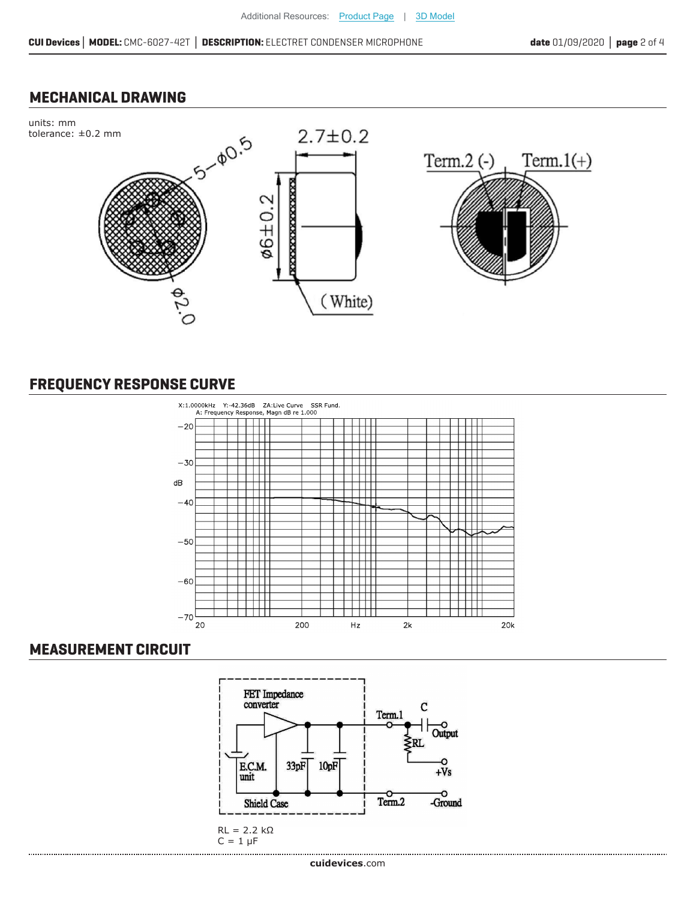## MECHANICAL DRAWING

units: mm
tolerance: ±0.2 mm

## FREQUENCY RESPONSE CURVE

## MEASUREMENT CIRCUIT

RL = 2.2 kΩ
C = 1 μF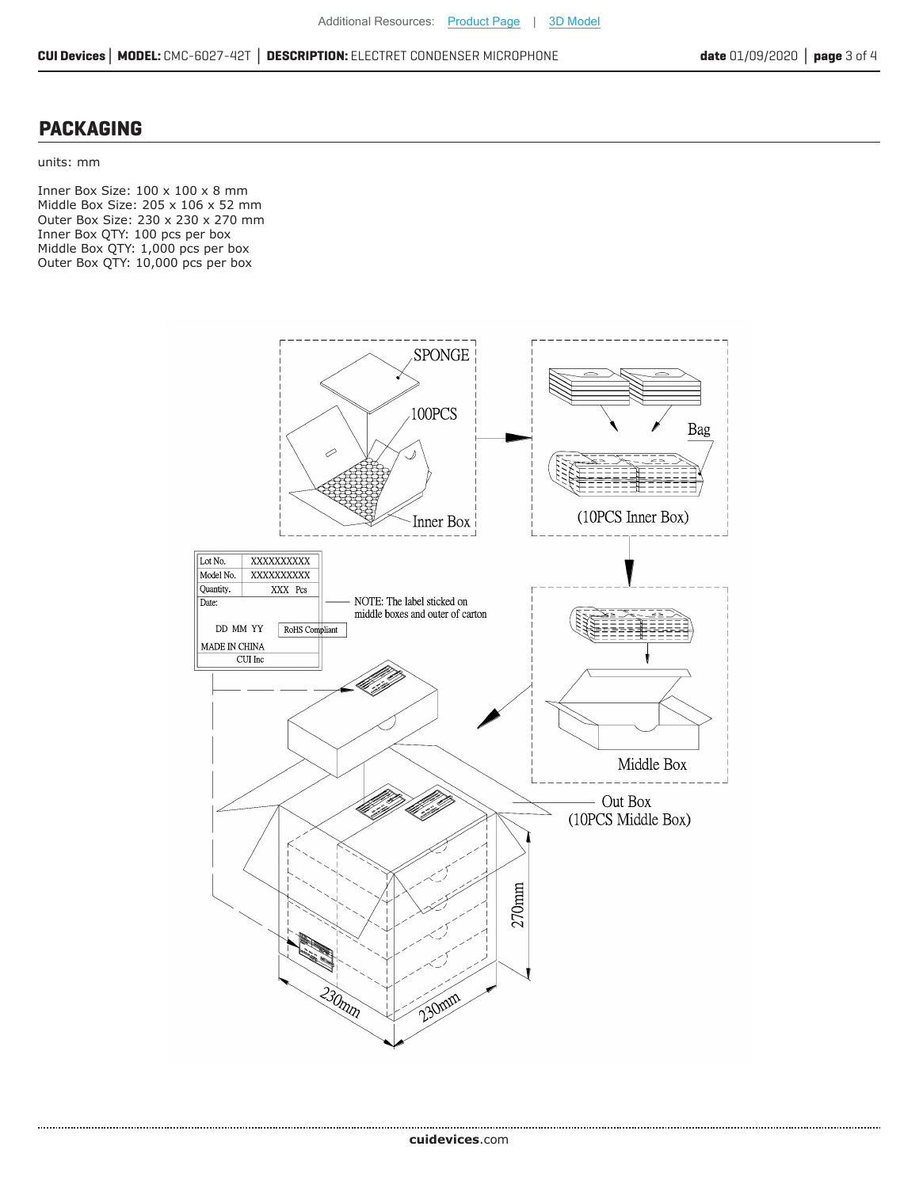## PACKAGING

units: mm

Inner Box Size: 100 x 100 x 8 mm
Middle Box Size: 205 x 106 x 52 mm
Outer Box Size: 230 x 230 x 270 mm
Inner Box QTY: 100 pcs per box
Middle Box QTY: 1,000 pcs per box
Outer Box QTY: 10,000 pcs per box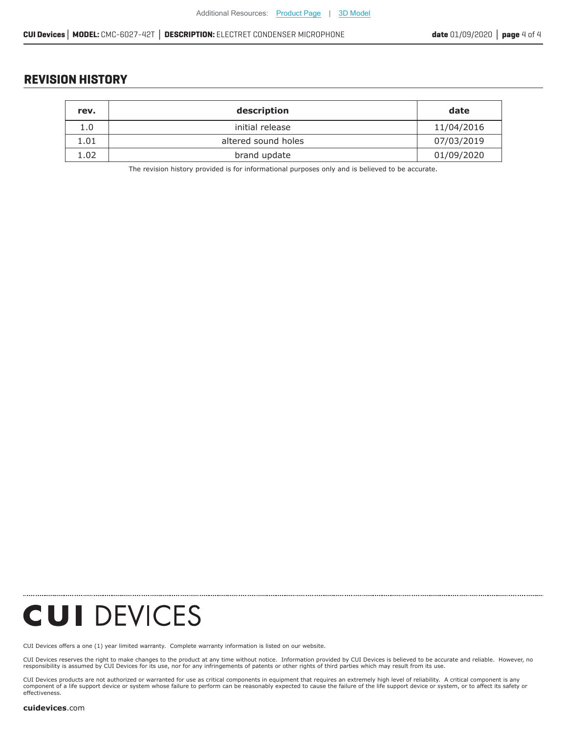## REVISION HISTORY

| rev. | description | date |
|---|---|---|
| 1.0 | initial release | 11/04/2016 |
| 1.01 | altered sound holes | 07/03/2019 |
| 1.02 | brand update | 01/09/2020 |

The revision history provided is for informational purposes only and is believed to be accurate.

**CUI DEVICES**

CUI Devices offers a one (1) year limited warranty. Complete warranty information is listed on our website.

CUI Devices reserves the right to make changes to the product at any time without notice. Information provided by CUI Devices is believed to be accurate and reliable. However, no responsibility is assumed by CUI Devices for its use, nor for any infringements of patents or other rights of third parties which may result from its use.

CUI Devices products are not authorized or warranted for use as critical components in equipment that requires an extremely high level of reliability. A critical component is any component of a life support device or system whose failure to perform can be reasonably expected to cause the failure of the life support device or system, or to affect its safety or effectiveness.

**cuidevices**.com